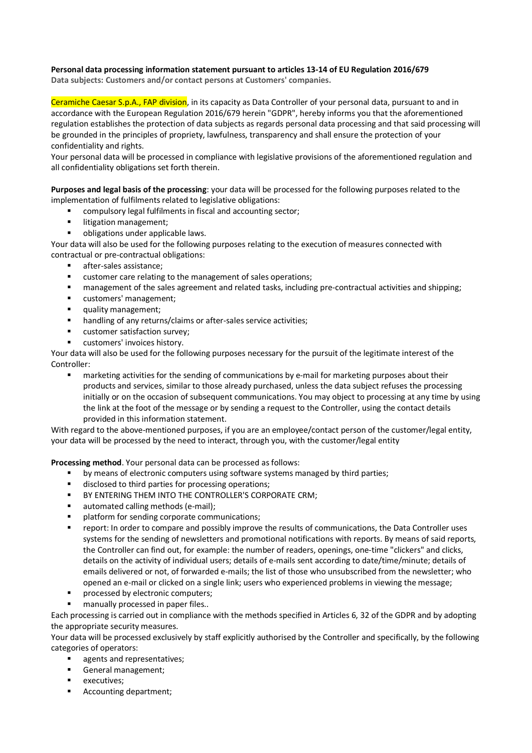**Personal data processing information statement pursuant to articles 13-14 of EU Regulation 2016/679**
**Data subjects: Customers and/or contact persons at Customers' companies.**

Ceramiche Caesar S.p.A., FAP division, in its capacity as Data Controller of your personal data, pursuant to and in accordance with the European Regulation 2016/679 herein "GDPR", hereby informs you that the aforementioned regulation establishes the protection of data subjects as regards personal data processing and that said processing will be grounded in the principles of propriety, lawfulness, transparency and shall ensure the protection of your confidentiality and rights.
Your personal data will be processed in compliance with legislative provisions of the aforementioned regulation and all confidentiality obligations set forth therein.

**Purposes and legal basis of the processing**: your data will be processed for the following purposes related to the implementation of fulfilments related to legislative obligations:

- compulsory legal fulfilments in fiscal and accounting sector;
- litigation management;
- obligations under applicable laws.

Your data will also be used for the following purposes relating to the execution of measures connected with contractual or pre-contractual obligations:

- after-sales assistance;
- customer care relating to the management of sales operations;
- management of the sales agreement and related tasks, including pre-contractual activities and shipping;
- customers' management;
- quality management;
- handling of any returns/claims or after-sales service activities;
- customer satisfaction survey;
- customers' invoices history.

Your data will also be used for the following purposes necessary for the pursuit of the legitimate interest of the Controller:

- marketing activities for the sending of communications by e-mail for marketing purposes about their products and services, similar to those already purchased, unless the data subject refuses the processing initially or on the occasion of subsequent communications. You may object to processing at any time by using the link at the foot of the message or by sending a request to the Controller, using the contact details provided in this information statement.

With regard to the above-mentioned purposes, if you are an employee/contact person of the customer/legal entity, your data will be processed by the need to interact, through you, with the customer/legal entity

**Processing method**. Your personal data can be processed as follows:

- by means of electronic computers using software systems managed by third parties;
- disclosed to third parties for processing operations;
- BY ENTERING THEM INTO THE CONTROLLER'S CORPORATE CRM;
- automated calling methods (e-mail);
- platform for sending corporate communications;
- report: In order to compare and possibly improve the results of communications, the Data Controller uses systems for the sending of newsletters and promotional notifications with reports. By means of said reports, the Controller can find out, for example: the number of readers, openings, one-time "clickers" and clicks, details on the activity of individual users; details of e-mails sent according to date/time/minute; details of emails delivered or not, of forwarded e-mails; the list of those who unsubscribed from the newsletter; who opened an e-mail or clicked on a single link; users who experienced problems in viewing the message;
- processed by electronic computers;
- manually processed in paper files..

Each processing is carried out in compliance with the methods specified in Articles 6, 32 of the GDPR and by adopting the appropriate security measures.
Your data will be processed exclusively by staff explicitly authorised by the Controller and specifically, by the following categories of operators:

- agents and representatives;
- General management;
- executives;
- Accounting department;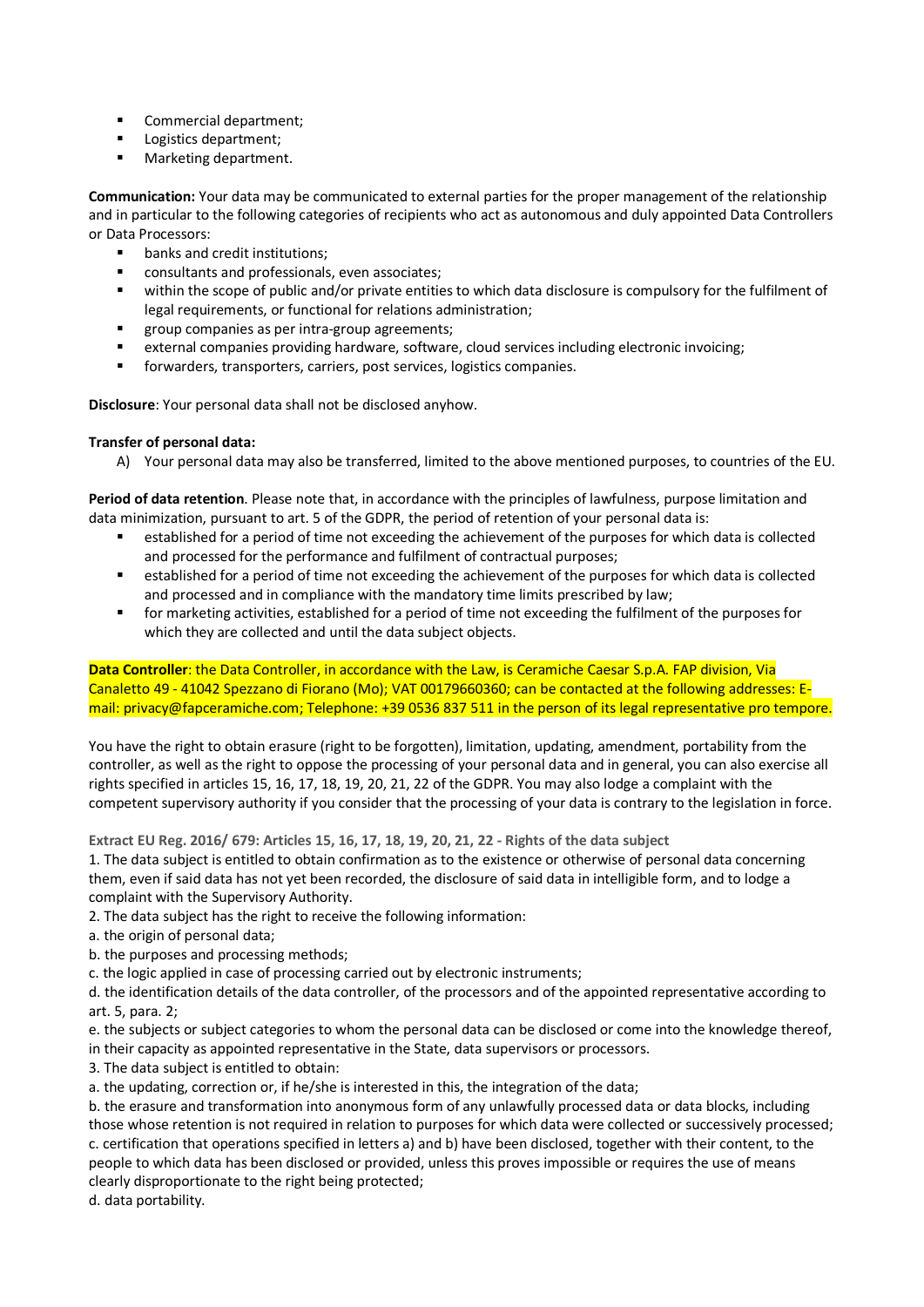- Commercial department;
- Logistics department;
- Marketing department.

**Communication:** Your data may be communicated to external parties for the proper management of the relationship and in particular to the following categories of recipients who act as autonomous and duly appointed Data Controllers or Data Processors:

- banks and credit institutions;
- consultants and professionals, even associates;
- within the scope of public and/or private entities to which data disclosure is compulsory for the fulfilment of legal requirements, or functional for relations administration;
- group companies as per intra-group agreements;
- external companies providing hardware, software, cloud services including electronic invoicing;
- forwarders, transporters, carriers, post services, logistics companies.

**Disclosure**: Your personal data shall not be disclosed anyhow.

**Transfer of personal data:**

A) Your personal data may also be transferred, limited to the above mentioned purposes, to countries of the EU.

**Period of data retention**. Please note that, in accordance with the principles of lawfulness, purpose limitation and data minimization, pursuant to art. 5 of the GDPR, the period of retention of your personal data is:

- established for a period of time not exceeding the achievement of the purposes for which data is collected and processed for the performance and fulfilment of contractual purposes;
- established for a period of time not exceeding the achievement of the purposes for which data is collected and processed and in compliance with the mandatory time limits prescribed by law;
- for marketing activities, established for a period of time not exceeding the fulfilment of the purposes for which they are collected and until the data subject objects.

**Data Controller**: the Data Controller, in accordance with the Law, is Ceramiche Caesar S.p.A. FAP division, Via Canaletto 49 - 41042 Spezzano di Fiorano (Mo); VAT 00179660360; can be contacted at the following addresses: E-mail: privacy@fapceramiche.com; Telephone: +39 0536 837 511 in the person of its legal representative pro tempore.

You have the right to obtain erasure (right to be forgotten), limitation, updating, amendment, portability from the controller, as well as the right to oppose the processing of your personal data and in general, you can also exercise all rights specified in articles 15, 16, 17, 18, 19, 20, 21, 22 of the GDPR. You may also lodge a complaint with the competent supervisory authority if you consider that the processing of your data is contrary to the legislation in force.

**Extract EU Reg. 2016/ 679: Articles 15, 16, 17, 18, 19, 20, 21, 22 - Rights of the data subject**

1. The data subject is entitled to obtain confirmation as to the existence or otherwise of personal data concerning them, even if said data has not yet been recorded, the disclosure of said data in intelligible form, and to lodge a complaint with the Supervisory Authority.
2. The data subject has the right to receive the following information:

a. the origin of personal data;
b. the purposes and processing methods;
c. the logic applied in case of processing carried out by electronic instruments;
d. the identification details of the data controller, of the processors and of the appointed representative according to art. 5, para. 2;
e. the subjects or subject categories to whom the personal data can be disclosed or come into the knowledge thereof, in their capacity as appointed representative in the State, data supervisors or processors.

3. The data subject is entitled to obtain:

a. the updating, correction or, if he/she is interested in this, the integration of the data;
b. the erasure and transformation into anonymous form of any unlawfully processed data or data blocks, including those whose retention is not required in relation to purposes for which data were collected or successively processed;
c. certification that operations specified in letters a) and b) have been disclosed, together with their content, to the people to which data has been disclosed or provided, unless this proves impossible or requires the use of means clearly disproportionate to the right being protected;
d. data portability.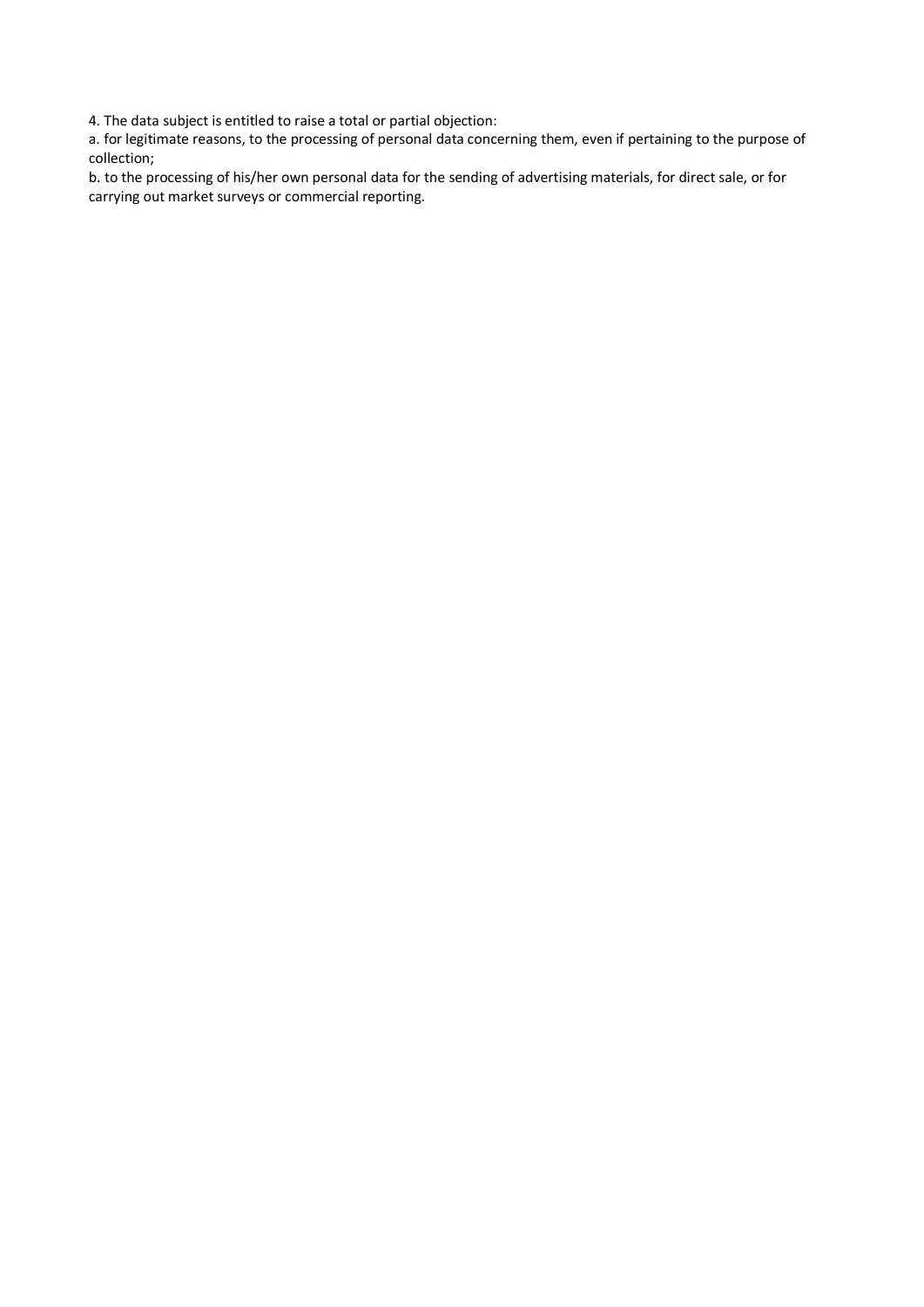4. The data subject is entitled to raise a total or partial objection:

a. for legitimate reasons, to the processing of personal data concerning them, even if pertaining to the purpose of collection;

b. to the processing of his/her own personal data for the sending of advertising materials, for direct sale, or for carrying out market surveys or commercial reporting.